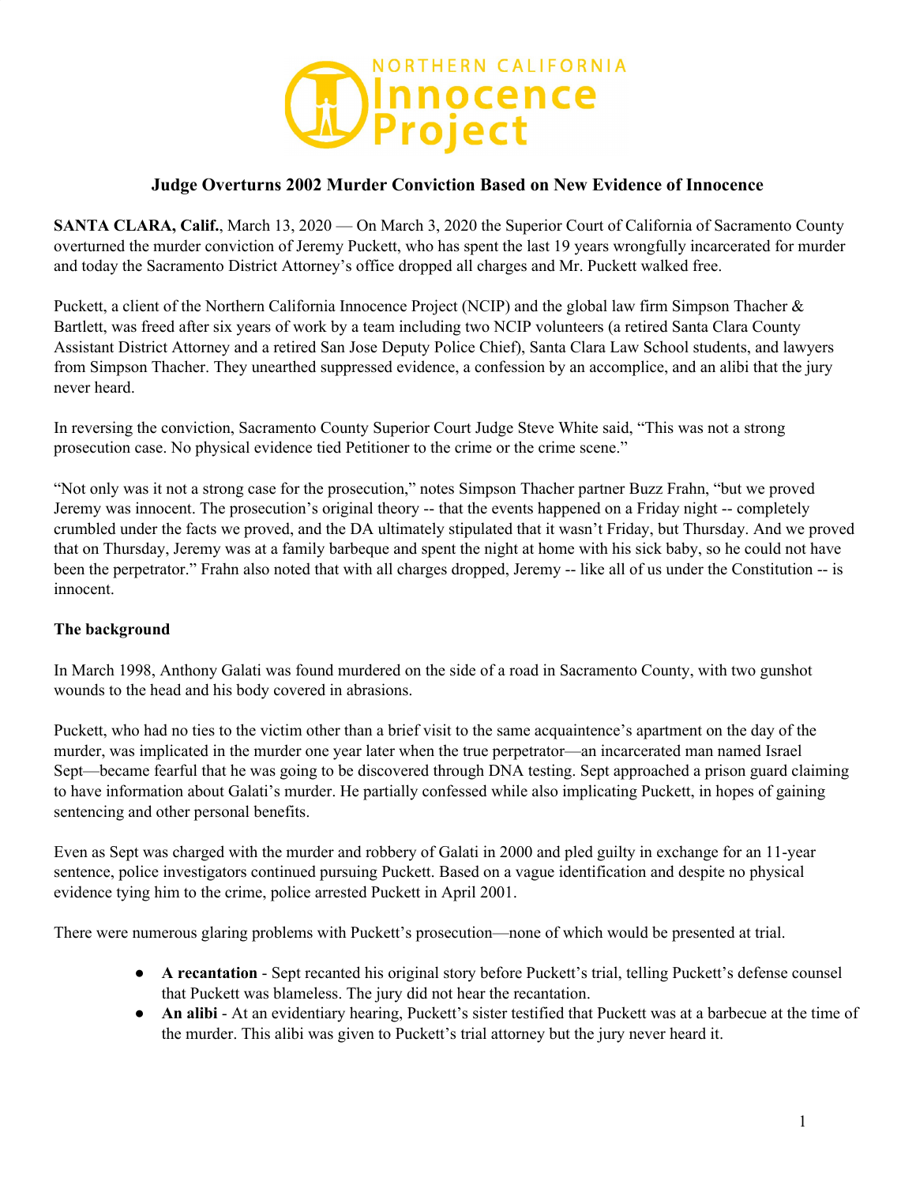NORTHERN CALIFORNIA Innocence Project

## Judge Overturns 2002 Murder Conviction Based on New Evidence of Innocence

**SANTA CLARA, Calif.**, March 13, 2020 — On March 3, 2020 the Superior Court of California of Sacramento County overturned the murder conviction of Jeremy Puckett, who has spent the last 19 years wrongfully incarcerated for murder and today the Sacramento District Attorney's office dropped all charges and Mr. Puckett walked free.

Puckett, a client of the Northern California Innocence Project (NCIP) and the global law firm Simpson Thacher & Bartlett, was freed after six years of work by a team including two NCIP volunteers (a retired Santa Clara County Assistant District Attorney and a retired San Jose Deputy Police Chief), Santa Clara Law School students, and lawyers from Simpson Thacher. They unearthed suppressed evidence, a confession by an accomplice, and an alibi that the jury never heard.

In reversing the conviction, Sacramento County Superior Court Judge Steve White said, "This was not a strong prosecution case. No physical evidence tied Petitioner to the crime or the crime scene."

"Not only was it not a strong case for the prosecution," notes Simpson Thacher partner Buzz Frahn, "but we proved Jeremy was innocent. The prosecution's original theory -- that the events happened on a Friday night -- completely crumbled under the facts we proved, and the DA ultimately stipulated that it wasn't Friday, but Thursday. And we proved that on Thursday, Jeremy was at a family barbeque and spent the night at home with his sick baby, so he could not have been the perpetrator." Frahn also noted that with all charges dropped, Jeremy -- like all of us under the Constitution -- is innocent.

### The background

In March 1998, Anthony Galati was found murdered on the side of a road in Sacramento County, with two gunshot wounds to the head and his body covered in abrasions.

Puckett, who had no ties to the victim other than a brief visit to the same acquaintence's apartment on the day of the murder, was implicated in the murder one year later when the true perpetrator—an incarcerated man named Israel Sept—became fearful that he was going to be discovered through DNA testing. Sept approached a prison guard claiming to have information about Galati's murder. He partially confessed while also implicating Puckett, in hopes of gaining sentencing and other personal benefits.

Even as Sept was charged with the murder and robbery of Galati in 2000 and pled guilty in exchange for an 11-year sentence, police investigators continued pursuing Puckett. Based on a vague identification and despite no physical evidence tying him to the crime, police arrested Puckett in April 2001.

There were numerous glaring problems with Puckett's prosecution—none of which would be presented at trial.

- **A recantation** - Sept recanted his original story before Puckett's trial, telling Puckett's defense counsel that Puckett was blameless. The jury did not hear the recantation.
- **An alibi** - At an evidentiary hearing, Puckett's sister testified that Puckett was at a barbecue at the time of the murder. This alibi was given to Puckett's trial attorney but the jury never heard it.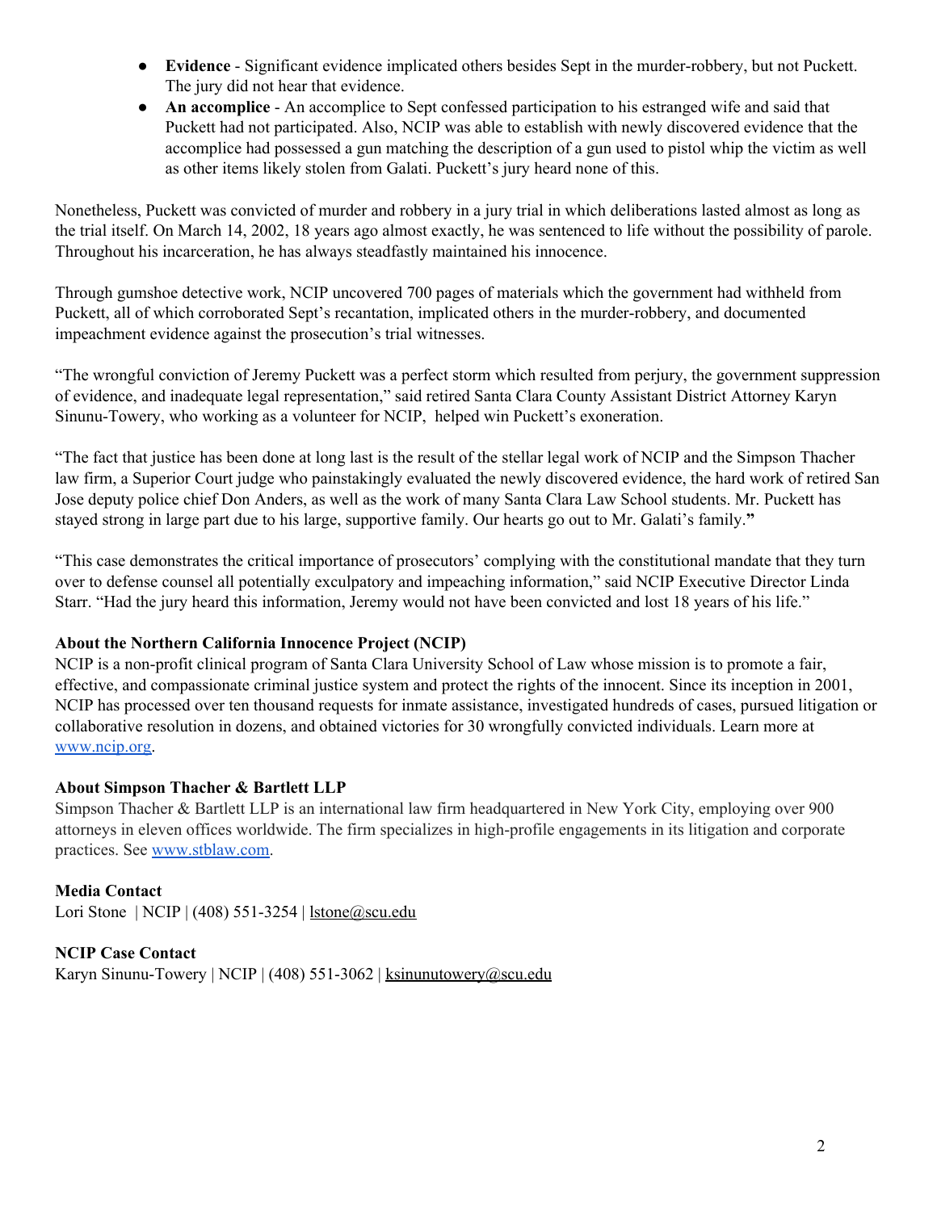- **Evidence** - Significant evidence implicated others besides Sept in the murder-robbery, but not Puckett. The jury did not hear that evidence.
- **An accomplice** - An accomplice to Sept confessed participation to his estranged wife and said that Puckett had not participated. Also, NCIP was able to establish with newly discovered evidence that the accomplice had possessed a gun matching the description of a gun used to pistol whip the victim as well as other items likely stolen from Galati. Puckett's jury heard none of this.

Nonetheless, Puckett was convicted of murder and robbery in a jury trial in which deliberations lasted almost as long as the trial itself. On March 14, 2002, 18 years ago almost exactly, he was sentenced to life without the possibility of parole. Throughout his incarceration, he has always steadfastly maintained his innocence.

Through gumshoe detective work, NCIP uncovered 700 pages of materials which the government had withheld from Puckett, all of which corroborated Sept's recantation, implicated others in the murder-robbery, and documented impeachment evidence against the prosecution's trial witnesses.

"The wrongful conviction of Jeremy Puckett was a perfect storm which resulted from perjury, the government suppression of evidence, and inadequate legal representation," said retired Santa Clara County Assistant District Attorney Karyn Sinunu-Towery, who working as a volunteer for NCIP, helped win Puckett's exoneration.

"The fact that justice has been done at long last is the result of the stellar legal work of NCIP and the Simpson Thacher law firm, a Superior Court judge who painstakingly evaluated the newly discovered evidence, the hard work of retired San Jose deputy police chief Don Anders, as well as the work of many Santa Clara Law School students. Mr. Puckett has stayed strong in large part due to his large, supportive family. Our hearts go out to Mr. Galati's family."

"This case demonstrates the critical importance of prosecutors' complying with the constitutional mandate that they turn over to defense counsel all potentially exculpatory and impeaching information," said NCIP Executive Director Linda Starr. "Had the jury heard this information, Jeremy would not have been convicted and lost 18 years of his life."

**About the Northern California Innocence Project (NCIP)**
NCIP is a non-profit clinical program of Santa Clara University School of Law whose mission is to promote a fair, effective, and compassionate criminal justice system and protect the rights of the innocent. Since its inception in 2001, NCIP has processed over ten thousand requests for inmate assistance, investigated hundreds of cases, pursued litigation or collaborative resolution in dozens, and obtained victories for 30 wrongfully convicted individuals. Learn more at www.ncip.org.

**About Simpson Thacher & Bartlett LLP**
Simpson Thacher & Bartlett LLP is an international law firm headquartered in New York City, employing over 900 attorneys in eleven offices worldwide. The firm specializes in high-profile engagements in its litigation and corporate practices. See www.stblaw.com.

**Media Contact**
Lori Stone | NCIP | (408) 551-3254 | lstone@scu.edu

**NCIP Case Contact**
Karyn Sinunu-Towery | NCIP | (408) 551-3062 | ksinunutowery@scu.edu